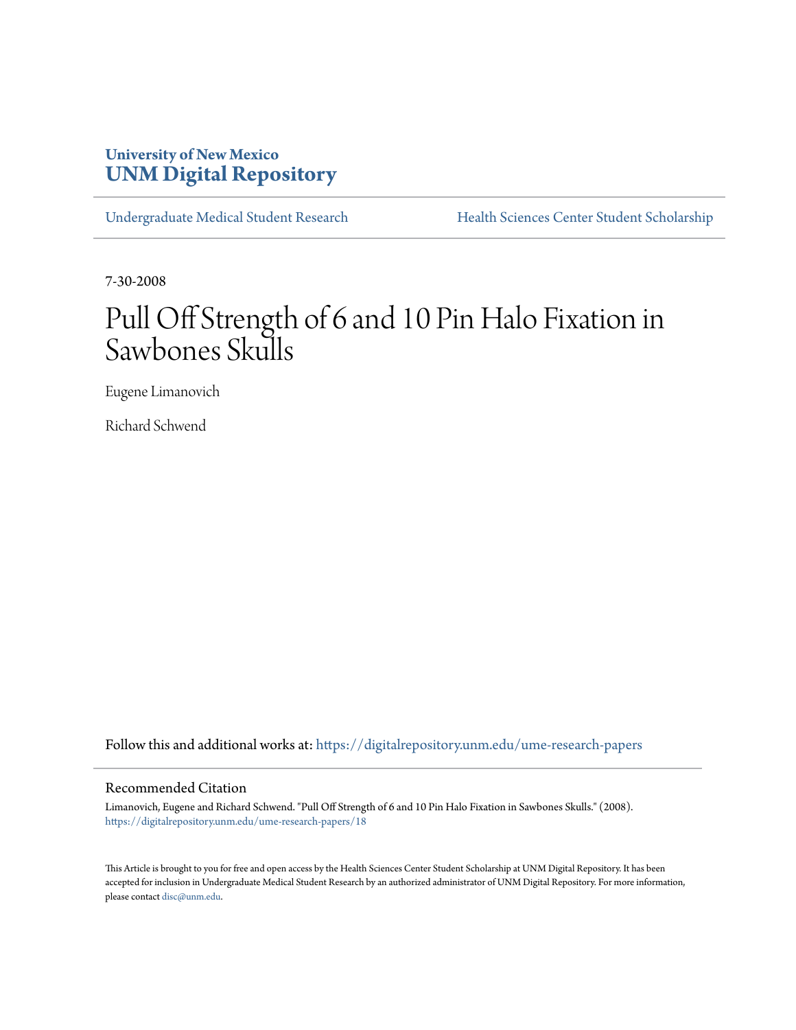University of New Mexico
**UNM Digital Repository**

Undergraduate Medical Student Research | Health Sciences Center Student Scholarship

7-30-2008

# Pull Off Strength of 6 and 10 Pin Halo Fixation in Sawbones Skulls

Eugene Limanovich

Richard Schwend

Follow this and additional works at: https://digitalrepository.unm.edu/ume-research-papers

## Recommended Citation

Limanovich, Eugene and Richard Schwend. "Pull Off Strength of 6 and 10 Pin Halo Fixation in Sawbones Skulls." (2008). https://digitalrepository.unm.edu/ume-research-papers/18

This Article is brought to you for free and open access by the Health Sciences Center Student Scholarship at UNM Digital Repository. It has been accepted for inclusion in Undergraduate Medical Student Research by an authorized administrator of UNM Digital Repository. For more information, please contact disc@unm.edu.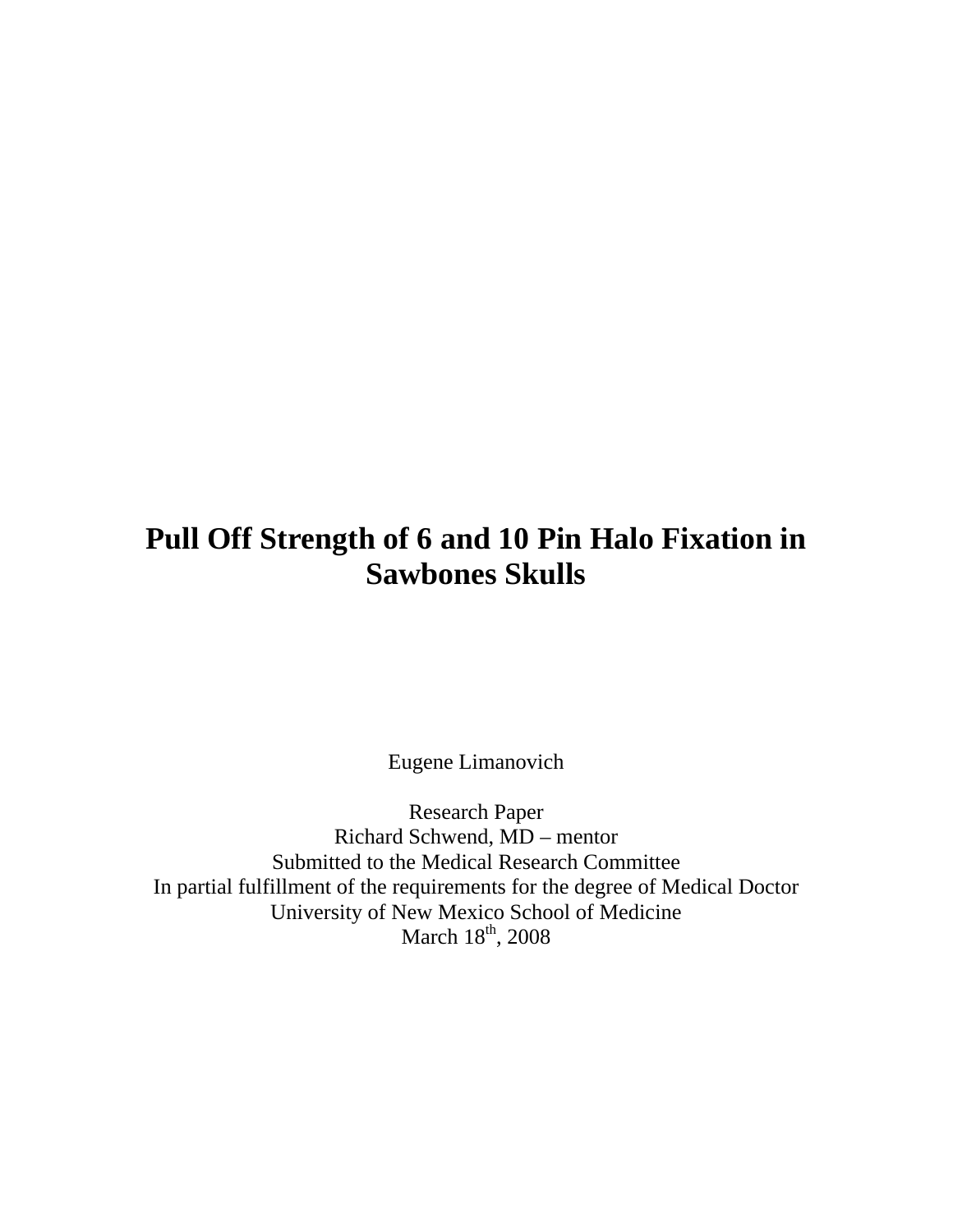# Pull Off Strength of 6 and 10 Pin Halo Fixation in Sawbones Skulls

Eugene Limanovich

Research Paper
Richard Schwend, MD – mentor
Submitted to the Medical Research Committee
In partial fulfillment of the requirements for the degree of Medical Doctor
University of New Mexico School of Medicine
March 18th, 2008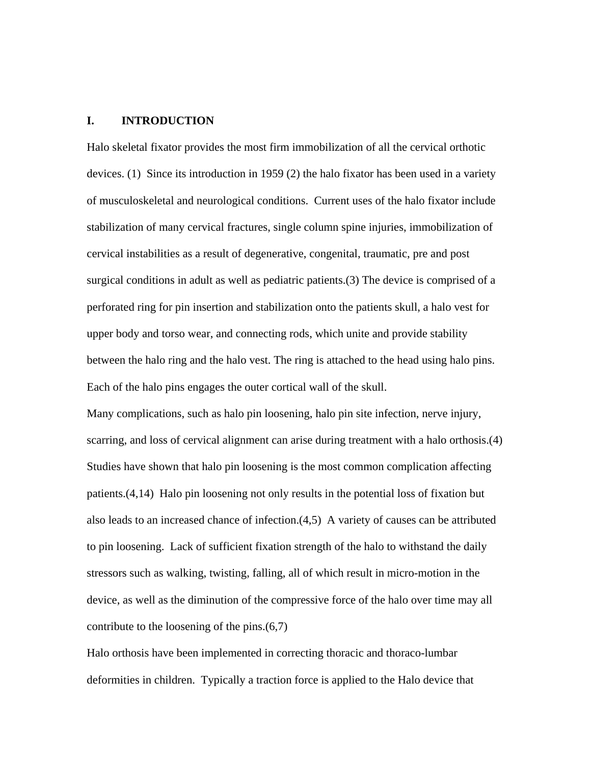## I. INTRODUCTION

Halo skeletal fixator provides the most firm immobilization of all the cervical orthotic devices. (1) Since its introduction in 1959 (2) the halo fixator has been used in a variety of musculoskeletal and neurological conditions. Current uses of the halo fixator include stabilization of many cervical fractures, single column spine injuries, immobilization of cervical instabilities as a result of degenerative, congenital, traumatic, pre and post surgical conditions in adult as well as pediatric patients.(3) The device is comprised of a perforated ring for pin insertion and stabilization onto the patients skull, a halo vest for upper body and torso wear, and connecting rods, which unite and provide stability between the halo ring and the halo vest. The ring is attached to the head using halo pins. Each of the halo pins engages the outer cortical wall of the skull.

Many complications, such as halo pin loosening, halo pin site infection, nerve injury, scarring, and loss of cervical alignment can arise during treatment with a halo orthosis.(4) Studies have shown that halo pin loosening is the most common complication affecting patients.(4,14) Halo pin loosening not only results in the potential loss of fixation but also leads to an increased chance of infection.(4,5) A variety of causes can be attributed to pin loosening. Lack of sufficient fixation strength of the halo to withstand the daily stressors such as walking, twisting, falling, all of which result in micro-motion in the device, as well as the diminution of the compressive force of the halo over time may all contribute to the loosening of the pins.(6,7)

Halo orthosis have been implemented in correcting thoracic and thoraco-lumbar deformities in children. Typically a traction force is applied to the Halo device that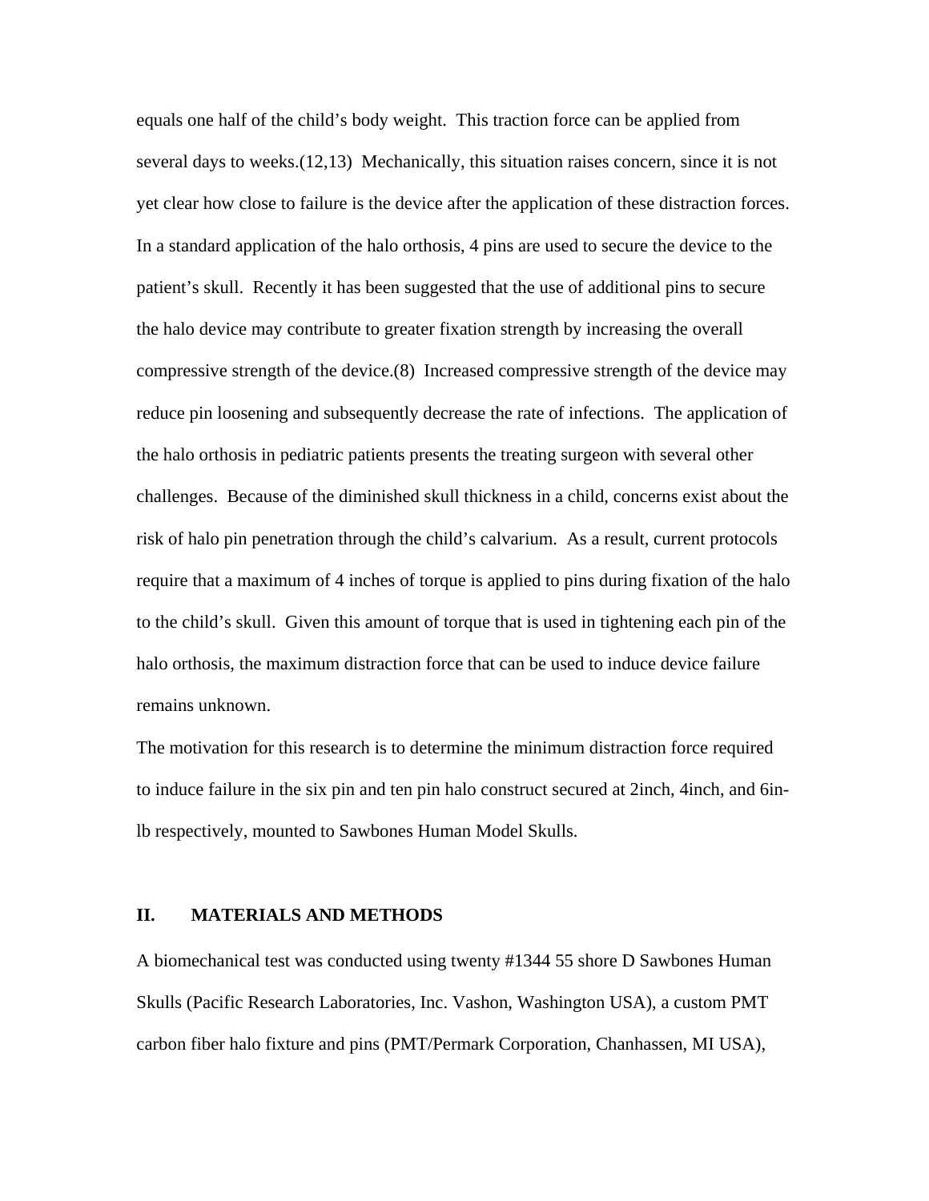equals one half of the child's body weight. This traction force can be applied from several days to weeks.(12,13) Mechanically, this situation raises concern, since it is not yet clear how close to failure is the device after the application of these distraction forces. In a standard application of the halo orthosis, 4 pins are used to secure the device to the patient's skull. Recently it has been suggested that the use of additional pins to secure the halo device may contribute to greater fixation strength by increasing the overall compressive strength of the device.(8) Increased compressive strength of the device may reduce pin loosening and subsequently decrease the rate of infections. The application of the halo orthosis in pediatric patients presents the treating surgeon with several other challenges. Because of the diminished skull thickness in a child, concerns exist about the risk of halo pin penetration through the child's calvarium. As a result, current protocols require that a maximum of 4 inches of torque is applied to pins during fixation of the halo to the child's skull. Given this amount of torque that is used in tightening each pin of the halo orthosis, the maximum distraction force that can be used to induce device failure remains unknown.

The motivation for this research is to determine the minimum distraction force required to induce failure in the six pin and ten pin halo construct secured at 2inch, 4inch, and 6in-lb respectively, mounted to Sawbones Human Model Skulls.

## II. MATERIALS AND METHODS

A biomechanical test was conducted using twenty #1344 55 shore D Sawbones Human Skulls (Pacific Research Laboratories, Inc. Vashon, Washington USA), a custom PMT carbon fiber halo fixture and pins (PMT/Permark Corporation, Chanhassen, MI USA),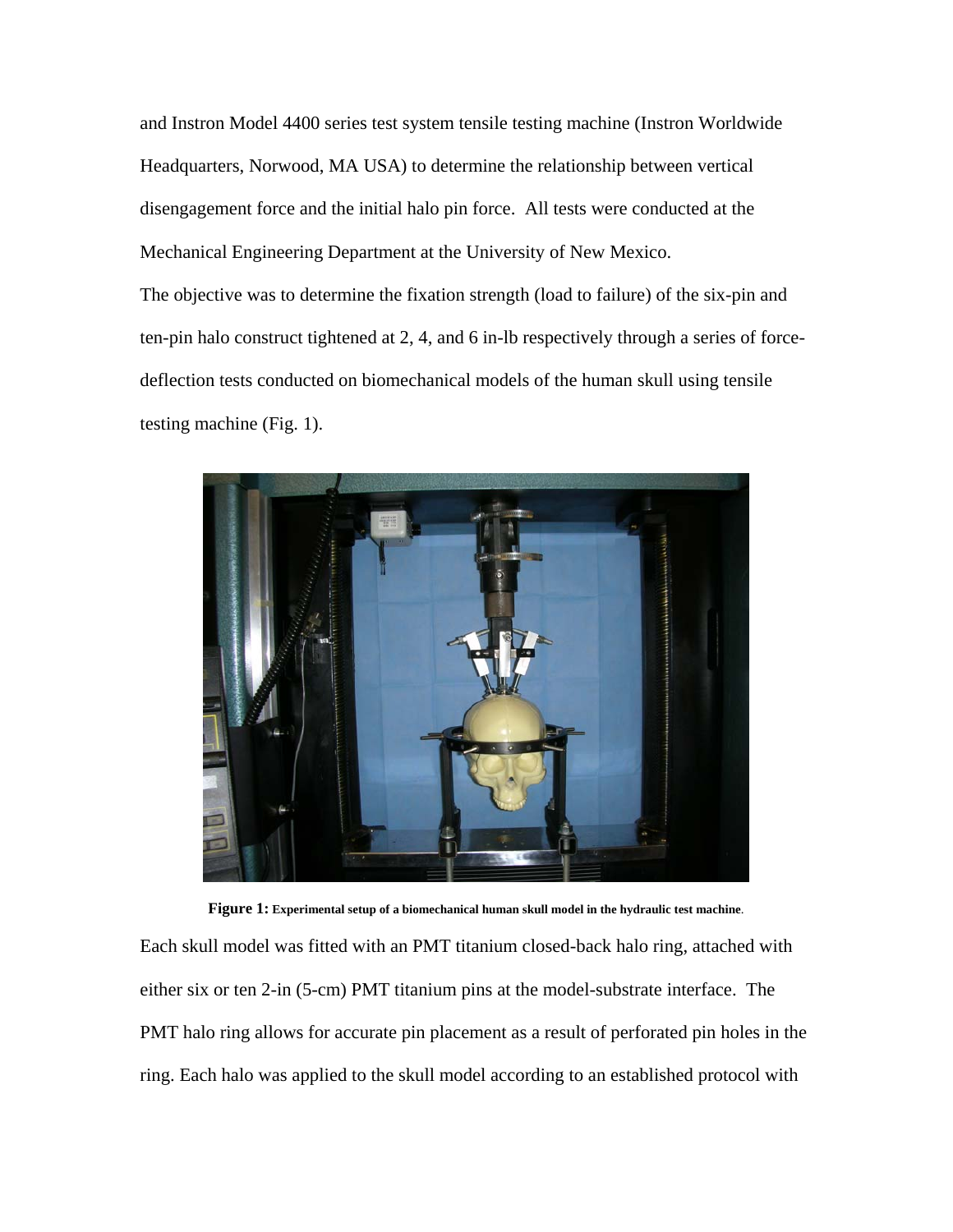and Instron Model 4400 series test system tensile testing machine (Instron Worldwide Headquarters, Norwood, MA USA) to determine the relationship between vertical disengagement force and the initial halo pin force. All tests were conducted at the Mechanical Engineering Department at the University of New Mexico.

The objective was to determine the fixation strength (load to failure) of the six-pin and ten-pin halo construct tightened at 2, 4, and 6 in-lb respectively through a series of force-deflection tests conducted on biomechanical models of the human skull using tensile testing machine (Fig. 1).

**Figure 1:** **Experimental setup of a biomechanical human skull model in the hydraulic test machine**.

Each skull model was fitted with an PMT titanium closed-back halo ring, attached with either six or ten 2-in (5-cm) PMT titanium pins at the model-substrate interface. The PMT halo ring allows for accurate pin placement as a result of perforated pin holes in the ring. Each halo was applied to the skull model according to an established protocol with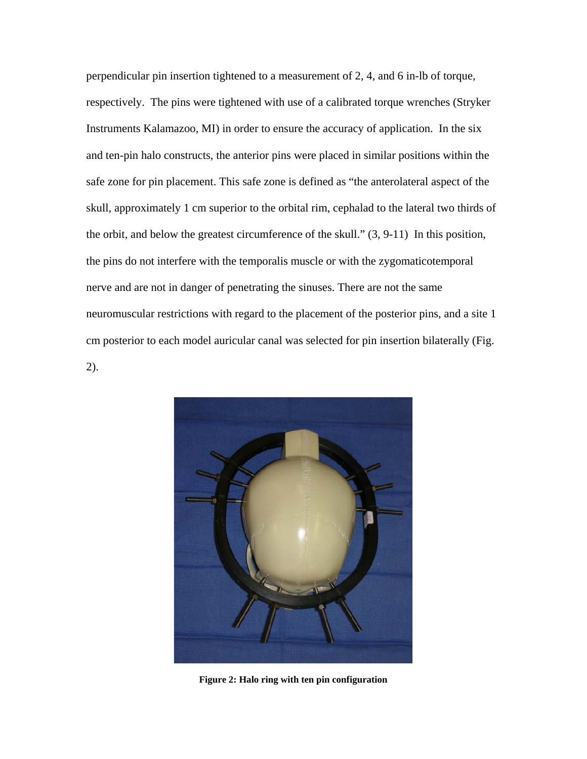perpendicular pin insertion tightened to a measurement of 2, 4, and 6 in-lb of torque, respectively. The pins were tightened with use of a calibrated torque wrenches (Stryker Instruments Kalamazoo, MI) in order to ensure the accuracy of application. In the six and ten-pin halo constructs, the anterior pins were placed in similar positions within the safe zone for pin placement. This safe zone is defined as "the anterolateral aspect of the skull, approximately 1 cm superior to the orbital rim, cephalad to the lateral two thirds of the orbit, and below the greatest circumference of the skull." (3, 9-11) In this position, the pins do not interfere with the temporalis muscle or with the zygomaticotemporal nerve and are not in danger of penetrating the sinuses. There are not the same neuromuscular restrictions with regard to the placement of the posterior pins, and a site 1 cm posterior to each model auricular canal was selected for pin insertion bilaterally (Fig. 2).

**Figure 2: Halo ring with ten pin configuration**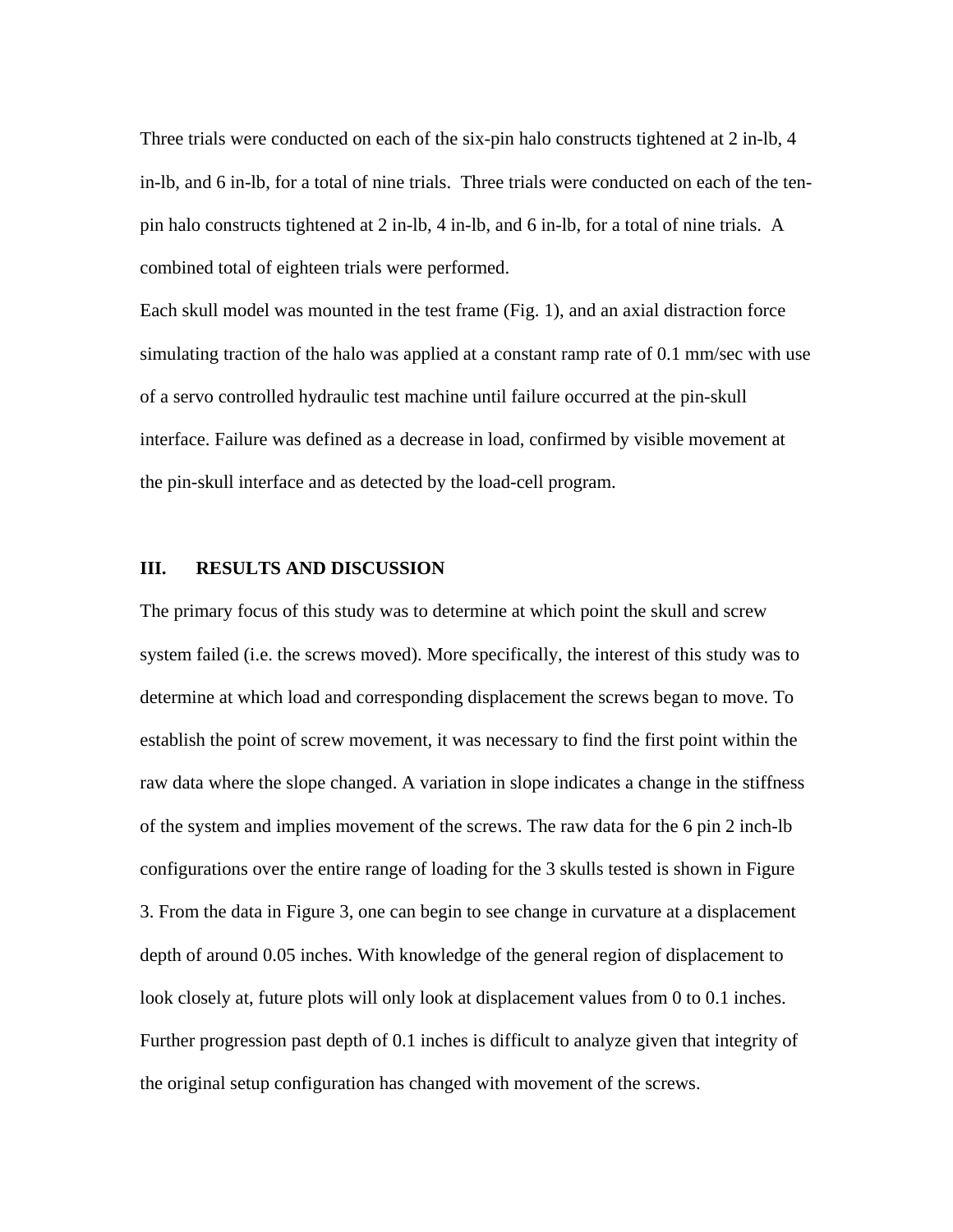Three trials were conducted on each of the six-pin halo constructs tightened at 2 in-lb, 4 in-lb, and 6 in-lb, for a total of nine trials. Three trials were conducted on each of the ten-pin halo constructs tightened at 2 in-lb, 4 in-lb, and 6 in-lb, for a total of nine trials. A combined total of eighteen trials were performed.

Each skull model was mounted in the test frame (Fig. 1), and an axial distraction force simulating traction of the halo was applied at a constant ramp rate of 0.1 mm/sec with use of a servo controlled hydraulic test machine until failure occurred at the pin-skull interface. Failure was defined as a decrease in load, confirmed by visible movement at the pin-skull interface and as detected by the load-cell program.

## III. RESULTS AND DISCUSSION

The primary focus of this study was to determine at which point the skull and screw system failed (i.e. the screws moved). More specifically, the interest of this study was to determine at which load and corresponding displacement the screws began to move. To establish the point of screw movement, it was necessary to find the first point within the raw data where the slope changed. A variation in slope indicates a change in the stiffness of the system and implies movement of the screws. The raw data for the 6 pin 2 inch-lb configurations over the entire range of loading for the 3 skulls tested is shown in Figure 3. From the data in Figure 3, one can begin to see change in curvature at a displacement depth of around 0.05 inches. With knowledge of the general region of displacement to look closely at, future plots will only look at displacement values from 0 to 0.1 inches. Further progression past depth of 0.1 inches is difficult to analyze given that integrity of the original setup configuration has changed with movement of the screws.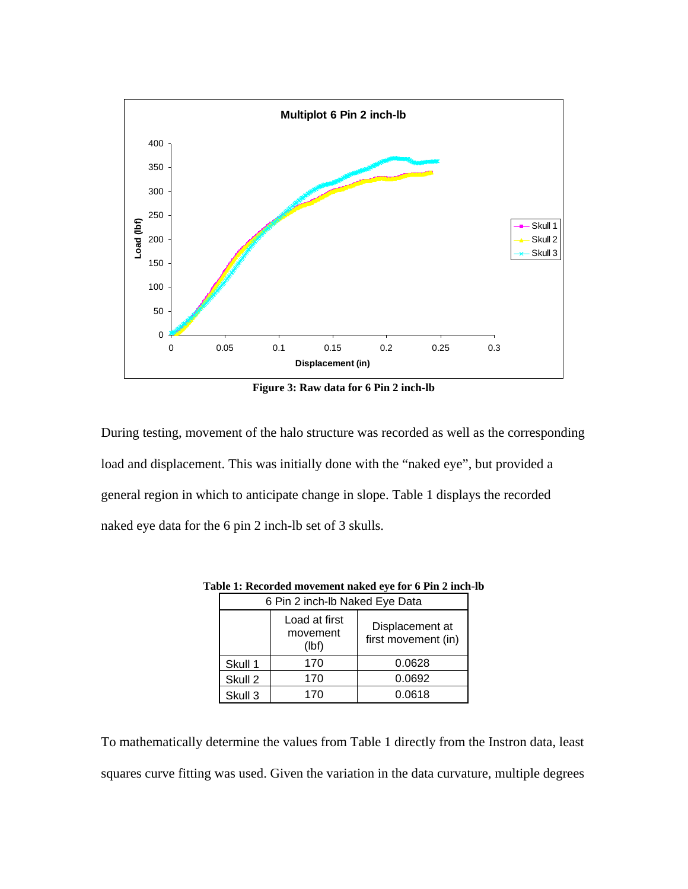Figure 3: Raw data for 6 Pin 2 inch-lb

During testing, movement of the halo structure was recorded as well as the corresponding load and displacement. This was initially done with the "naked eye", but provided a general region in which to anticipate change in slope. Table 1 displays the recorded naked eye data for the 6 pin 2 inch-lb set of 3 skulls.

**Table 1: Recorded movement naked eye for 6 Pin 2 inch-lb**

| 6 Pin 2 inch-lb Naked Eye Data | | |
|---|---|---|
| | Load at first movement (lbf) | Displacement at first movement (in) |
| Skull 1 | 170 | 0.0628 |
| Skull 2 | 170 | 0.0692 |
| Skull 3 | 170 | 0.0618 |

To mathematically determine the values from Table 1 directly from the Instron data, least squares curve fitting was used. Given the variation in the data curvature, multiple degrees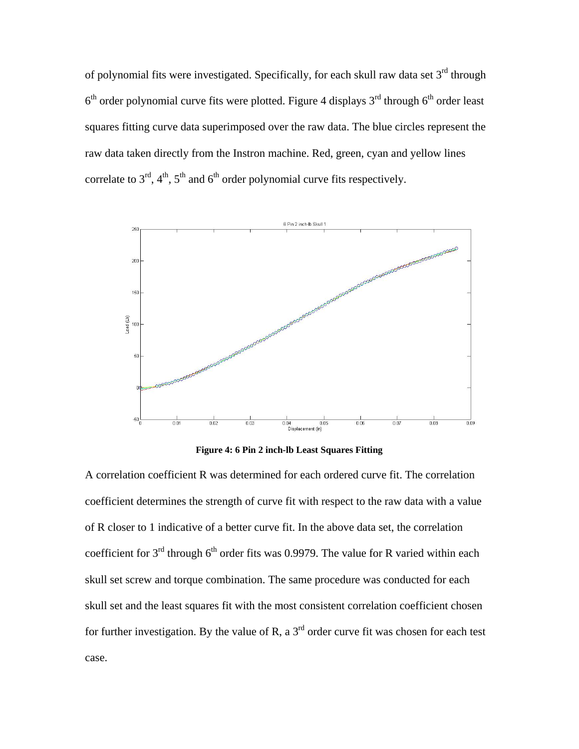of polynomial fits were investigated. Specifically, for each skull raw data set 3rd through 6th order polynomial curve fits were plotted. Figure 4 displays 3rd through 6th order least squares fitting curve data superimposed over the raw data. The blue circles represent the raw data taken directly from the Instron machine. Red, green, cyan and yellow lines correlate to 3rd, 4th, 5th and 6th order polynomial curve fits respectively.

**Figure 4: 6 Pin 2 inch-lb Least Squares Fitting**

A correlation coefficient R was determined for each ordered curve fit. The correlation coefficient determines the strength of curve fit with respect to the raw data with a value of R closer to 1 indicative of a better curve fit. In the above data set, the correlation coefficient for 3rd through 6th order fits was 0.9979. The value for R varied within each skull set screw and torque combination. The same procedure was conducted for each skull set and the least squares fit with the most consistent correlation coefficient chosen for further investigation. By the value of R, a 3rd order curve fit was chosen for each test case.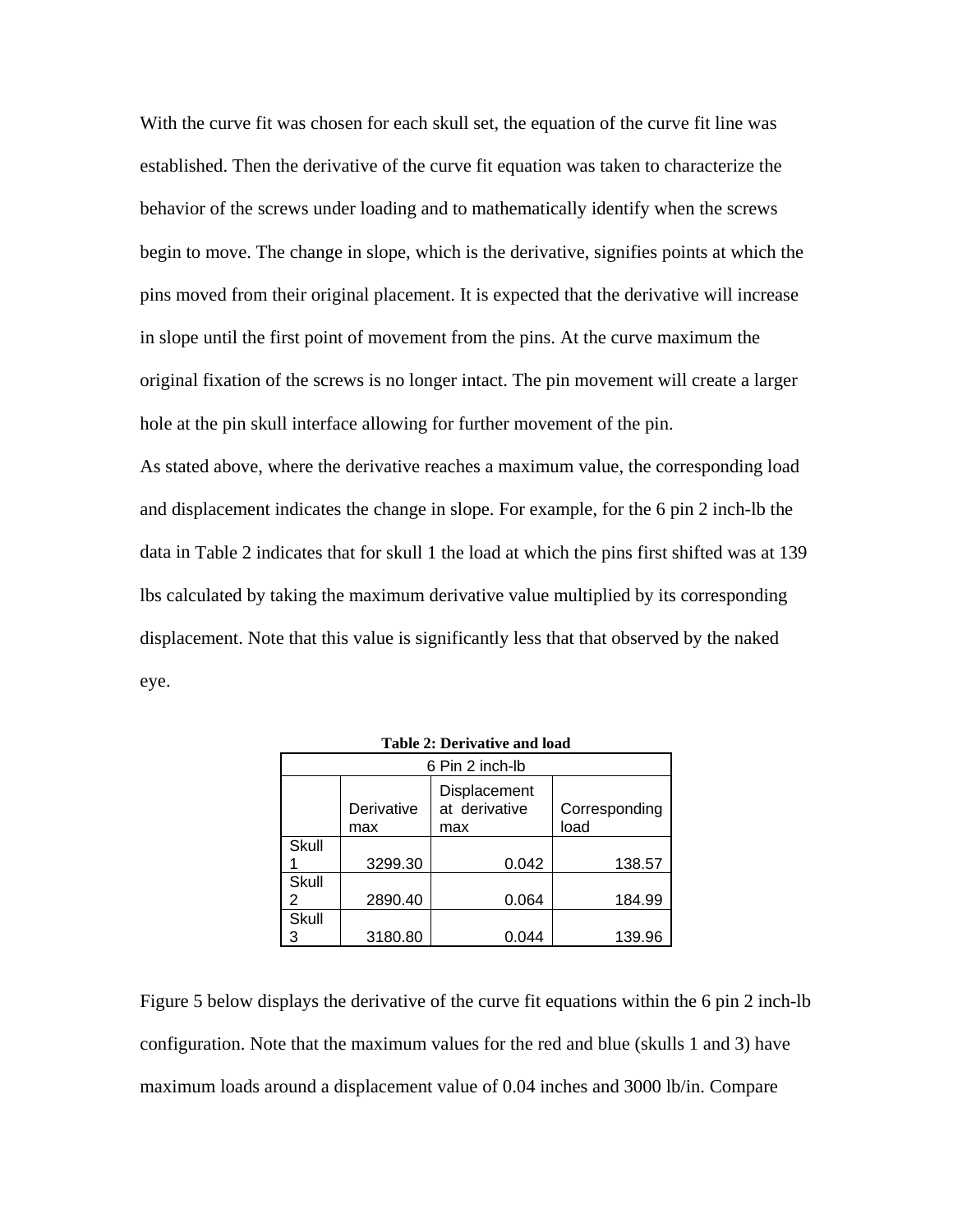With the curve fit was chosen for each skull set, the equation of the curve fit line was established. Then the derivative of the curve fit equation was taken to characterize the behavior of the screws under loading and to mathematically identify when the screws begin to move. The change in slope, which is the derivative, signifies points at which the pins moved from their original placement. It is expected that the derivative will increase in slope until the first point of movement from the pins. At the curve maximum the original fixation of the screws is no longer intact. The pin movement will create a larger hole at the pin skull interface allowing for further movement of the pin.

As stated above, where the derivative reaches a maximum value, the corresponding load and displacement indicates the change in slope. For example, for the 6 pin 2 inch-lb the data in Table 2 indicates that for skull 1 the load at which the pins first shifted was at 139 lbs calculated by taking the maximum derivative value multiplied by its corresponding displacement. Note that this value is significantly less that that observed by the naked eye.

**Table 2: Derivative and load**

| 6 Pin 2 inch-lb | | | |
|---|---|---|---|
| | Derivative max | Displacement at derivative max | Corresponding load |
| Skull 1 | 3299.30 | 0.042 | 138.57 |
| Skull 2 | 2890.40 | 0.064 | 184.99 |
| Skull 3 | 3180.80 | 0.044 | 139.96 |

Figure 5 below displays the derivative of the curve fit equations within the 6 pin 2 inch-lb configuration. Note that the maximum values for the red and blue (skulls 1 and 3) have maximum loads around a displacement value of 0.04 inches and 3000 lb/in. Compare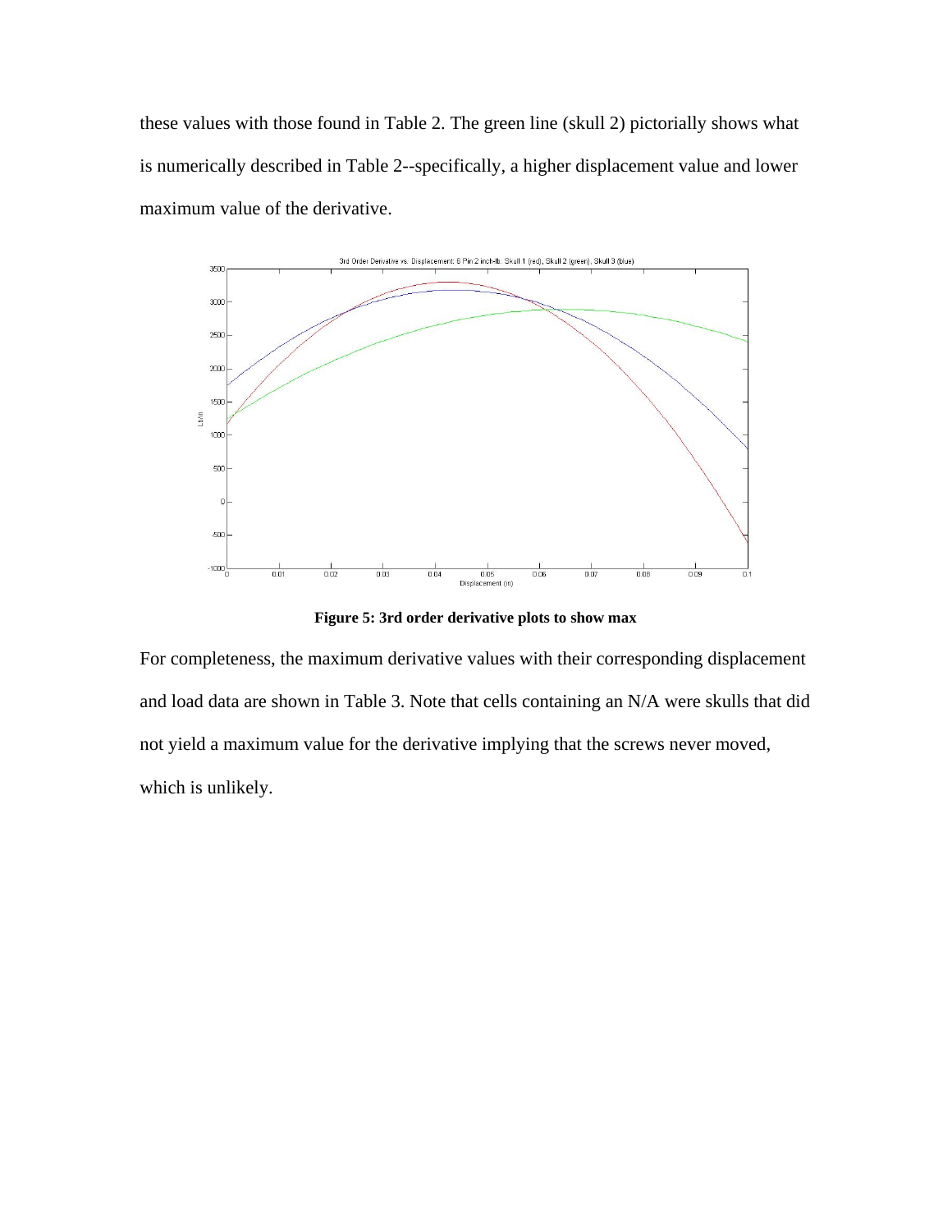these values with those found in Table 2. The green line (skull 2) pictorially shows what is numerically described in Table 2--specifically, a higher displacement value and lower maximum value of the derivative.

**Figure 5: 3rd order derivative plots to show max**

For completeness, the maximum derivative values with their corresponding displacement and load data are shown in Table 3. Note that cells containing an N/A were skulls that did not yield a maximum value for the derivative implying that the screws never moved, which is unlikely.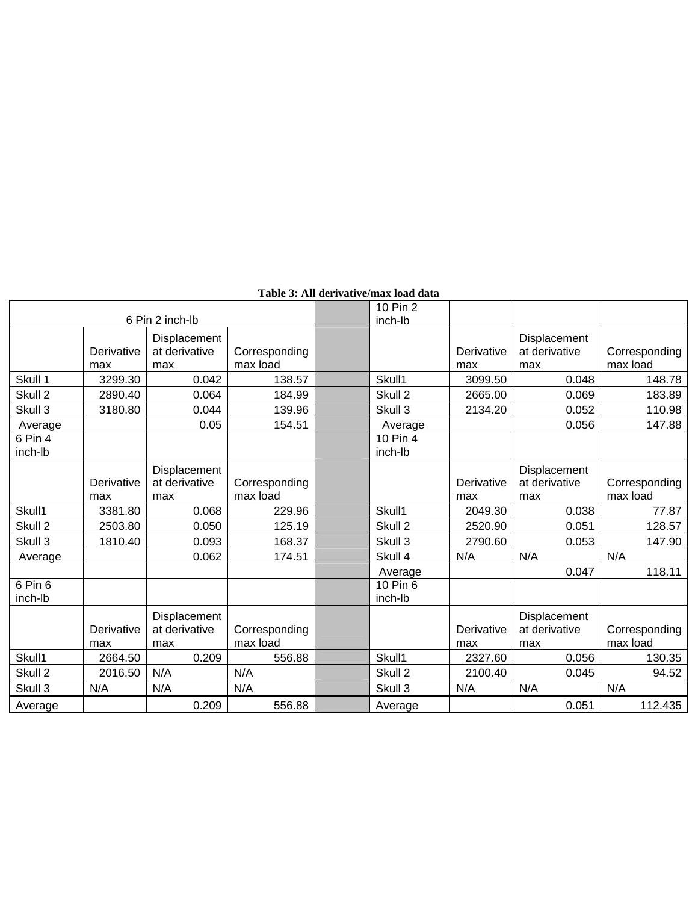**Table 3: All derivative/max load data**

| 6 Pin 2 inch-lb | | | | | 10 Pin 2 inch-lb | | | |
|---|---|---|---|---|---|---|---|---|
| | Derivative max | Displacement at derivative max | Corresponding max load | | | Derivative max | Displacement at derivative max | Corresponding max load |
| Skull 1 | 3299.30 | 0.042 | 138.57 | | Skull1 | 3099.50 | 0.048 | 148.78 |
| Skull 2 | 2890.40 | 0.064 | 184.99 | | Skull 2 | 2665.00 | 0.069 | 183.89 |
| Skull 3 | 3180.80 | 0.044 | 139.96 | | Skull 3 | 2134.20 | 0.052 | 110.98 |
| Average | | 0.05 | 154.51 | | Average | | 0.056 | 147.88 |
| 6 Pin 4 inch-lb | | | | | 10 Pin 4 inch-lb | | | |
| | Derivative max | Displacement at derivative max | Corresponding max load | | | Derivative max | Displacement at derivative max | Corresponding max load |
| Skull1 | 3381.80 | 0.068 | 229.96 | | Skull1 | 2049.30 | 0.038 | 77.87 |
| Skull 2 | 2503.80 | 0.050 | 125.19 | | Skull 2 | 2520.90 | 0.051 | 128.57 |
| Skull 3 | 1810.40 | 0.093 | 168.37 | | Skull 3 | 2790.60 | 0.053 | 147.90 |
| Average | | 0.062 | 174.51 | | Skull 4 | N/A | N/A | N/A |
| | | | | | Average | | 0.047 | 118.11 |
| 6 Pin 6 inch-lb | | | | | 10 Pin 6 inch-lb | | | |
| | Derivative max | Displacement at derivative max | Corresponding max load | | | Derivative max | Displacement at derivative max | Corresponding max load |
| Skull1 | 2664.50 | 0.209 | 556.88 | | Skull1 | 2327.60 | 0.056 | 130.35 |
| Skull 2 | 2016.50 | N/A | N/A | | Skull 2 | 2100.40 | 0.045 | 94.52 |
| Skull 3 | N/A | N/A | N/A | | Skull 3 | N/A | N/A | N/A |
| Average | | 0.209 | 556.88 | | Average | | 0.051 | 112.435 |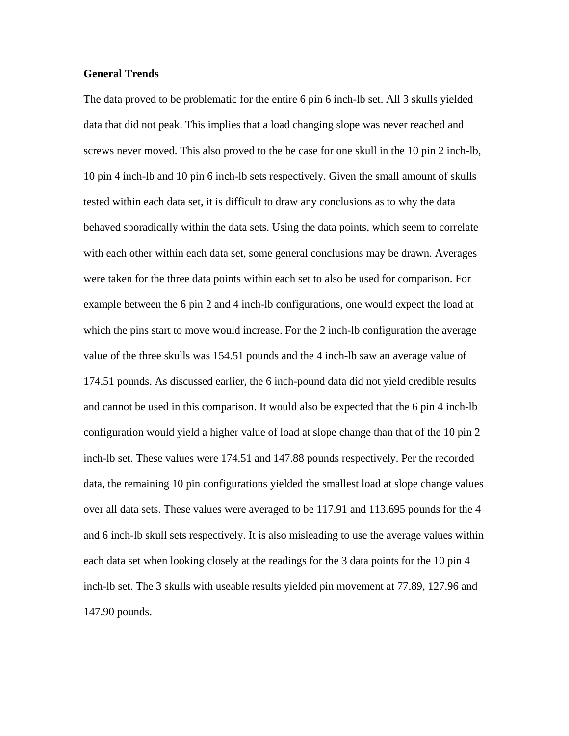**General Trends**

The data proved to be problematic for the entire 6 pin 6 inch-lb set. All 3 skulls yielded data that did not peak. This implies that a load changing slope was never reached and screws never moved. This also proved to the be case for one skull in the 10 pin 2 inch-lb, 10 pin 4 inch-lb and 10 pin 6 inch-lb sets respectively. Given the small amount of skulls tested within each data set, it is difficult to draw any conclusions as to why the data behaved sporadically within the data sets. Using the data points, which seem to correlate with each other within each data set, some general conclusions may be drawn. Averages were taken for the three data points within each set to also be used for comparison. For example between the 6 pin 2 and 4 inch-lb configurations, one would expect the load at which the pins start to move would increase. For the 2 inch-lb configuration the average value of the three skulls was 154.51 pounds and the 4 inch-lb saw an average value of 174.51 pounds. As discussed earlier, the 6 inch-pound data did not yield credible results and cannot be used in this comparison. It would also be expected that the 6 pin 4 inch-lb configuration would yield a higher value of load at slope change than that of the 10 pin 2 inch-lb set. These values were 174.51 and 147.88 pounds respectively. Per the recorded data, the remaining 10 pin configurations yielded the smallest load at slope change values over all data sets. These values were averaged to be 117.91 and 113.695 pounds for the 4 and 6 inch-lb skull sets respectively. It is also misleading to use the average values within each data set when looking closely at the readings for the 3 data points for the 10 pin 4 inch-lb set. The 3 skulls with useable results yielded pin movement at 77.89, 127.96 and 147.90 pounds.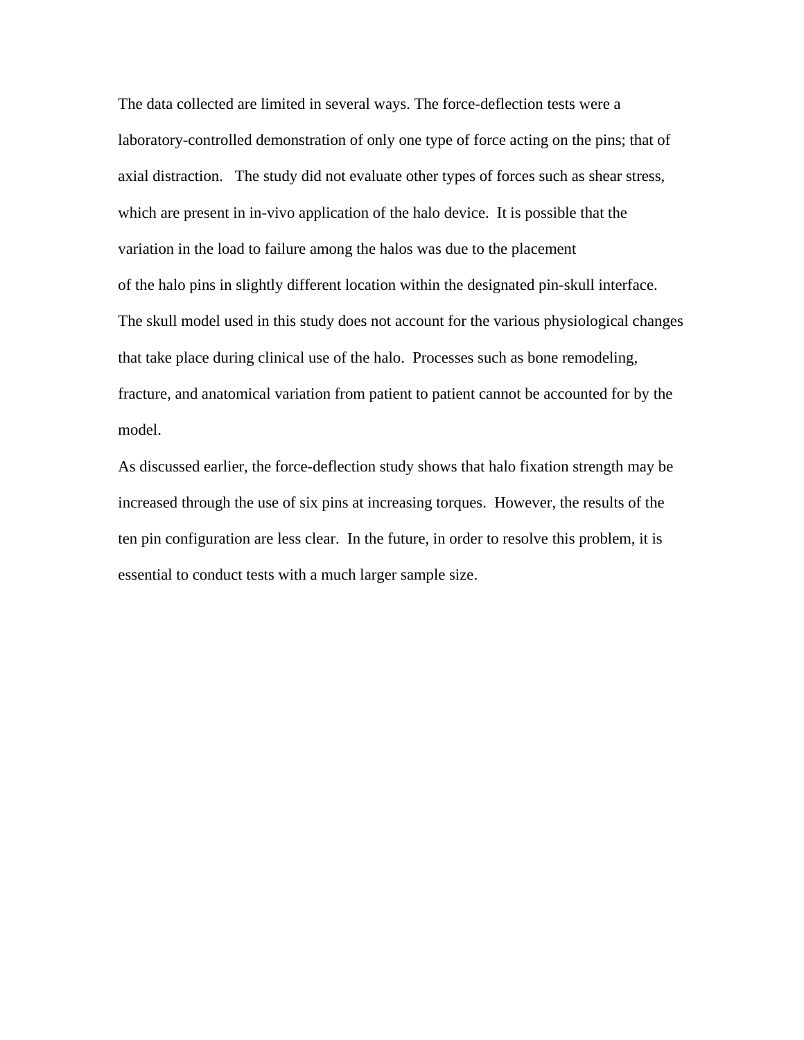The data collected are limited in several ways. The force-deflection tests were a laboratory-controlled demonstration of only one type of force acting on the pins; that of axial distraction. The study did not evaluate other types of forces such as shear stress, which are present in in-vivo application of the halo device. It is possible that the variation in the load to failure among the halos was due to the placement of the halo pins in slightly different location within the designated pin-skull interface. The skull model used in this study does not account for the various physiological changes that take place during clinical use of the halo. Processes such as bone remodeling, fracture, and anatomical variation from patient to patient cannot be accounted for by the model.

As discussed earlier, the force-deflection study shows that halo fixation strength may be increased through the use of six pins at increasing torques. However, the results of the ten pin configuration are less clear. In the future, in order to resolve this problem, it is essential to conduct tests with a much larger sample size.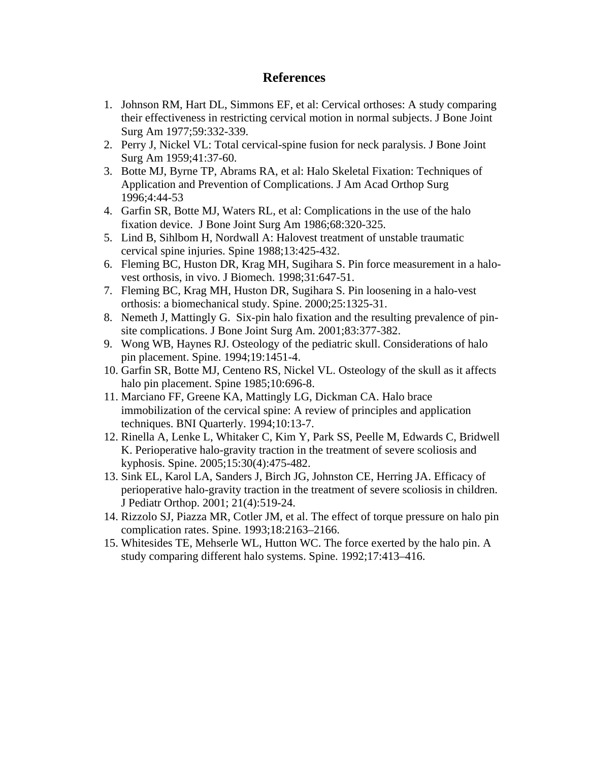# References

1. Johnson RM, Hart DL, Simmons EF, et al: Cervical orthoses: A study comparing their effectiveness in restricting cervical motion in normal subjects. J Bone Joint Surg Am 1977;59:332-339.
2. Perry J, Nickel VL: Total cervical-spine fusion for neck paralysis. J Bone Joint Surg Am 1959;41:37-60.
3. Botte MJ, Byrne TP, Abrams RA, et al: Halo Skeletal Fixation: Techniques of Application and Prevention of Complications. J Am Acad Orthop Surg 1996;4:44-53
4. Garfin SR, Botte MJ, Waters RL, et al: Complications in the use of the halo fixation device. J Bone Joint Surg Am 1986;68:320-325.
5. Lind B, Sihlbom H, Nordwall A: Halovest treatment of unstable traumatic cervical spine injuries. Spine 1988;13:425-432.
6. Fleming BC, Huston DR, Krag MH, Sugihara S. Pin force measurement in a halo-vest orthosis, in vivo. J Biomech. 1998;31:647-51.
7. Fleming BC, Krag MH, Huston DR, Sugihara S. Pin loosening in a halo-vest orthosis: a biomechanical study. Spine. 2000;25:1325-31.
8. Nemeth J, Mattingly G. Six-pin halo fixation and the resulting prevalence of pin-site complications. J Bone Joint Surg Am. 2001;83:377-382.
9. Wong WB, Haynes RJ. Osteology of the pediatric skull. Considerations of halo pin placement. Spine. 1994;19:1451-4.
10. Garfin SR, Botte MJ, Centeno RS, Nickel VL. Osteology of the skull as it affects halo pin placement. Spine 1985;10:696-8.
11. Marciano FF, Greene KA, Mattingly LG, Dickman CA. Halo brace immobilization of the cervical spine: A review of principles and application techniques. BNI Quarterly. 1994;10:13-7.
12. Rinella A, Lenke L, Whitaker C, Kim Y, Park SS, Peelle M, Edwards C, Bridwell K. Perioperative halo-gravity traction in the treatment of severe scoliosis and kyphosis. Spine. 2005;15:30(4):475-482.
13. Sink EL, Karol LA, Sanders J, Birch JG, Johnston CE, Herring JA. Efficacy of perioperative halo-gravity traction in the treatment of severe scoliosis in children. J Pediatr Orthop. 2001; 21(4):519-24.
14. Rizzolo SJ, Piazza MR, Cotler JM, et al. The effect of torque pressure on halo pin complication rates. Spine. 1993;18:2163–2166.
15. Whitesides TE, Mehserle WL, Hutton WC. The force exerted by the halo pin. A study comparing different halo systems. Spine. 1992;17:413–416.